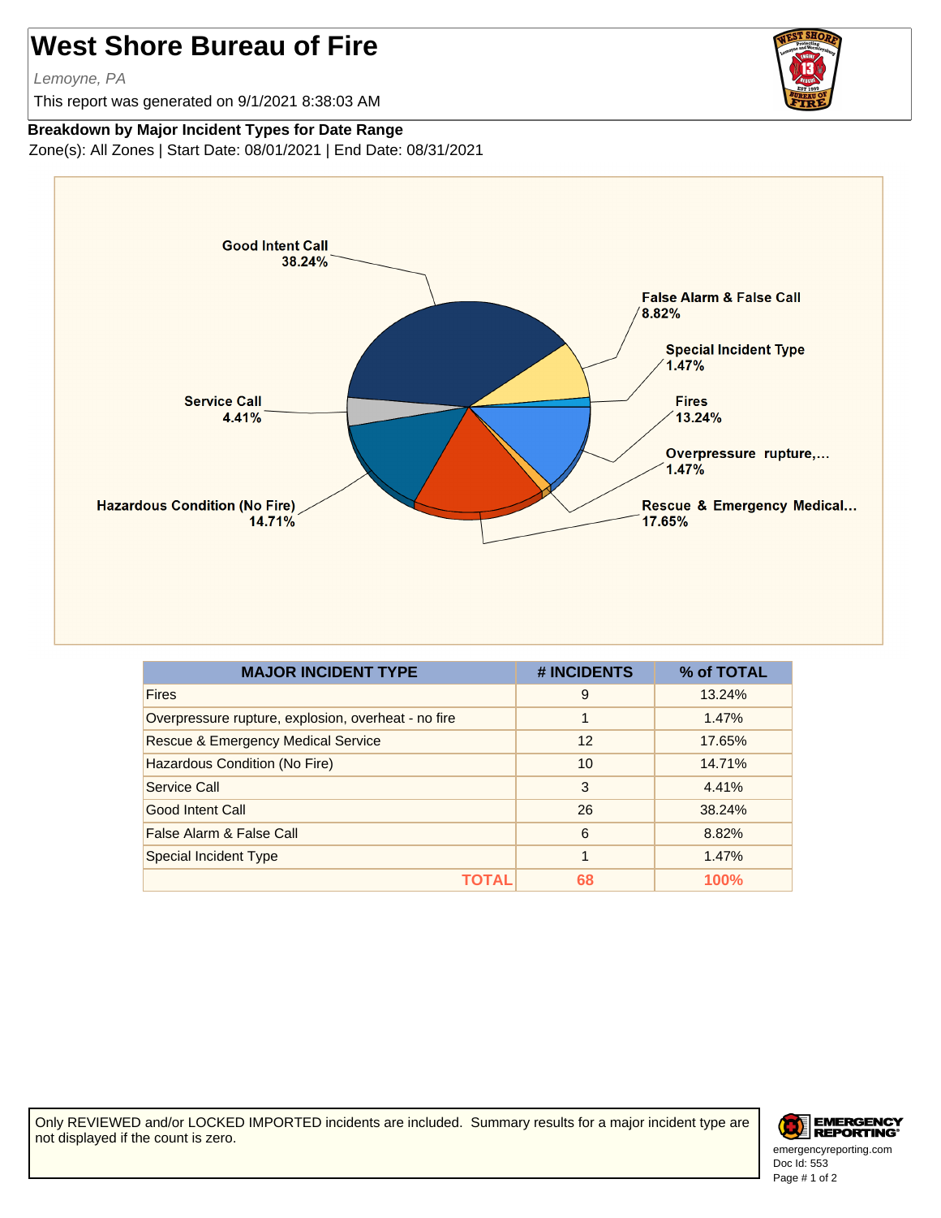# West Shore Bureau of Fire

*Lemoyne, PA*

This report was generated on 9/1/2021 8:38:03 AM

**Breakdown by Major Incident Types for Date Range**

Zone(s): All Zones | Start Date: 08/01/2021 | End Date: 08/31/2021

| MAJOR INCIDENT TYPE | # INCIDENTS | % of TOTAL |
|---|---|---|
| Fires | 9 | 13.24% |
| Overpressure rupture, explosion, overheat - no fire | 1 | 1.47% |
| Rescue & Emergency Medical Service | 12 | 17.65% |
| Hazardous Condition (No Fire) | 10 | 14.71% |
| Service Call | 3 | 4.41% |
| Good Intent Call | 26 | 38.24% |
| False Alarm & False Call | 6 | 8.82% |
| Special Incident Type | 1 | 1.47% |
| **TOTAL** | **68** | **100%** |

Only REVIEWED and/or LOCKED IMPORTED incidents are included. Summary results for a major incident type are not displayed if the count is zero.

emergencyreporting.com
Doc Id: 553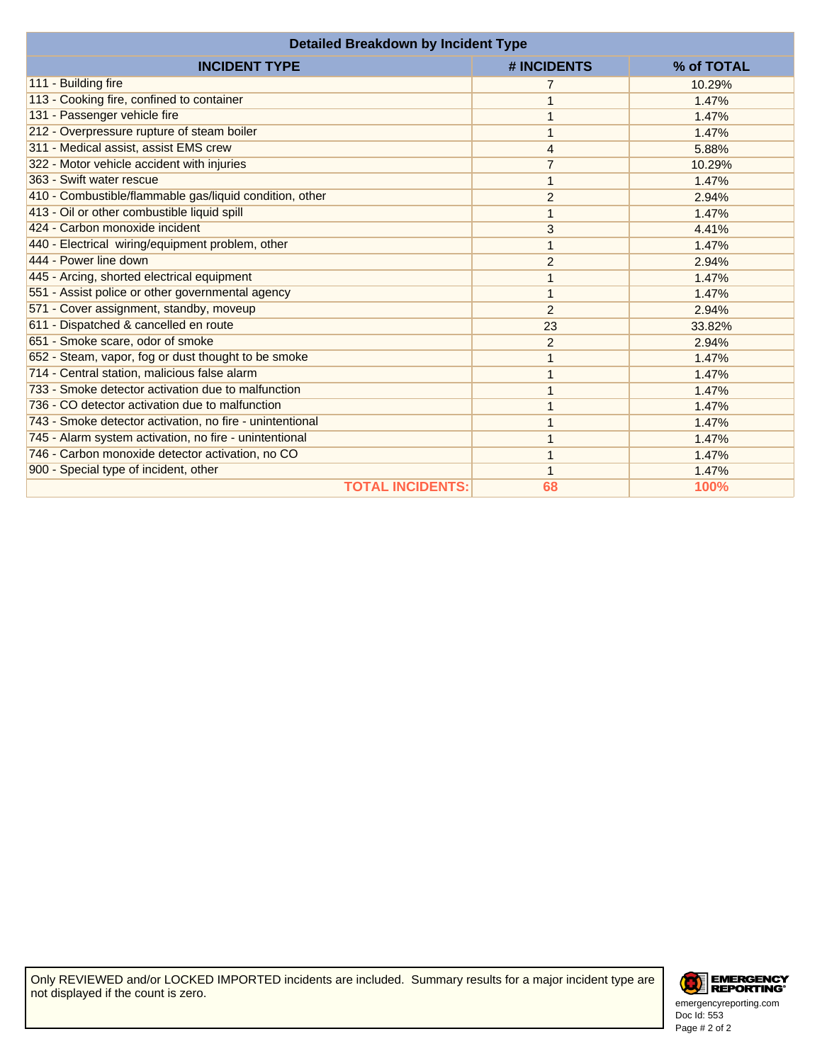## Detailed Breakdown by Incident Type

| INCIDENT TYPE | # INCIDENTS | % of TOTAL |
|---|---|---|
| 111 - Building fire | 7 | 10.29% |
| 113 - Cooking fire, confined to container | 1 | 1.47% |
| 131 - Passenger vehicle fire | 1 | 1.47% |
| 212 - Overpressure rupture of steam boiler | 1 | 1.47% |
| 311 - Medical assist, assist EMS crew | 4 | 5.88% |
| 322 - Motor vehicle accident with injuries | 7 | 10.29% |
| 363 - Swift water rescue | 1 | 1.47% |
| 410 - Combustible/flammable gas/liquid condition, other | 2 | 2.94% |
| 413 - Oil or other combustible liquid spill | 1 | 1.47% |
| 424 - Carbon monoxide incident | 3 | 4.41% |
| 440 - Electrical wiring/equipment problem, other | 1 | 1.47% |
| 444 - Power line down | 2 | 2.94% |
| 445 - Arcing, shorted electrical equipment | 1 | 1.47% |
| 551 - Assist police or other governmental agency | 1 | 1.47% |
| 571 - Cover assignment, standby, moveup | 2 | 2.94% |
| 611 - Dispatched & cancelled en route | 23 | 33.82% |
| 651 - Smoke scare, odor of smoke | 2 | 2.94% |
| 652 - Steam, vapor, fog or dust thought to be smoke | 1 | 1.47% |
| 714 - Central station, malicious false alarm | 1 | 1.47% |
| 733 - Smoke detector activation due to malfunction | 1 | 1.47% |
| 736 - CO detector activation due to malfunction | 1 | 1.47% |
| 743 - Smoke detector activation, no fire - unintentional | 1 | 1.47% |
| 745 - Alarm system activation, no fire - unintentional | 1 | 1.47% |
| 746 - Carbon monoxide detector activation, no CO | 1 | 1.47% |
| 900 - Special type of incident, other | 1 | 1.47% |
| **TOTAL INCIDENTS:** | **68** | **100%** |

Only REVIEWED and/or LOCKED IMPORTED incidents are included. Summary results for a major incident type are not displayed if the count is zero.

EMERGENCY REPORTING®
emergencyreporting.com
Doc Id: 553